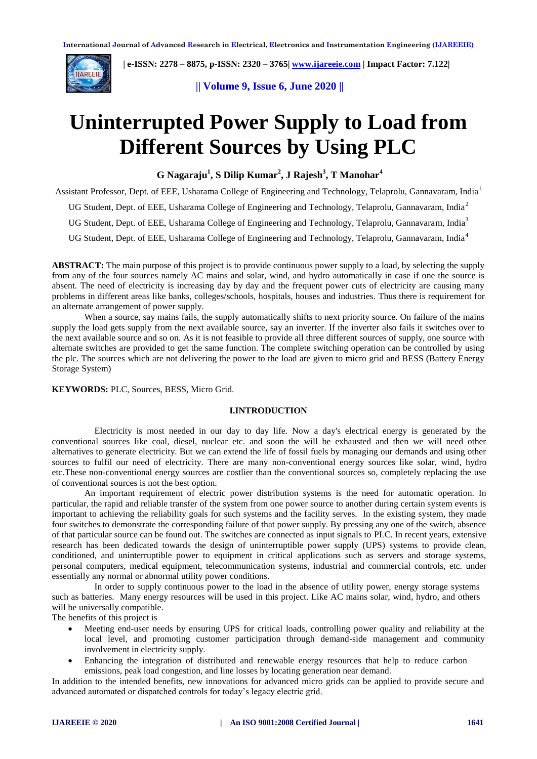# Uninterrupted Power Supply to Load from Different Sources by Using PLC

**G Nagaraju[1], S Dilip Kumar[2], J Rajesh[3], T Manohar[4]**

Assistant Professor, Dept. of EEE, Usharama College of Engineering and Technology, Telaprolu, Gannavaram, India[1]

UG Student, Dept. of EEE, Usharama College of Engineering and Technology, Telaprolu, Gannavaram, India[2]

UG Student, Dept. of EEE, Usharama College of Engineering and Technology, Telaprolu, Gannavaram, India[3]

UG Student, Dept. of EEE, Usharama College of Engineering and Technology, Telaprolu, Gannavaram, India[4]

**ABSTRACT:** The main purpose of this project is to provide continuous power supply to a load, by selecting the supply from any of the four sources namely AC mains and solar, wind, and hydro automatically in case if one the source is absent. The need of electricity is increasing day by day and the frequent power cuts of electricity are causing many problems in different areas like banks, colleges/schools, hospitals, houses and industries. Thus there is requirement for an alternate arrangement of power supply.

When a source, say mains fails, the supply automatically shifts to next priority source. On failure of the mains supply the load gets supply from the next available source, say an inverter. If the inverter also fails it switches over to the next available source and so on. As it is not feasible to provide all three different sources of supply, one source with alternate switches are provided to get the same function. The complete switching operation can be controlled by using the plc. The sources which are not delivering the power to the load are given to micro grid and BESS (Battery Energy Storage System)

**KEYWORDS:** PLC, Sources, BESS, Micro Grid.

## I.INTRODUCTION

Electricity is most needed in our day to day life. Now a day's electrical energy is generated by the conventional sources like coal, diesel, nuclear etc. and soon the will be exhausted and then we will need other alternatives to generate electricity. But we can extend the life of fossil fuels by managing our demands and using other sources to fulfil our need of electricity. There are many non-conventional energy sources like solar, wind, hydro etc.These non-conventional energy sources are costlier than the conventional sources so, completely replacing the use of conventional sources is not the best option.

An important requirement of electric power distribution systems is the need for automatic operation. In particular, the rapid and reliable transfer of the system from one power source to another during certain system events is important to achieving the reliability goals for such systems and the facility serves. In the existing system, they made four switches to demonstrate the corresponding failure of that power supply. By pressing any one of the switch, absence of that particular source can be found out. The switches are connected as input signals to PLC. In recent years, extensive research has been dedicated towards the design of uninterruptible power supply (UPS) systems to provide clean, conditioned, and uninterruptible power to equipment in critical applications such as servers and storage systems, personal computers, medical equipment, telecommunication systems, industrial and commercial controls, etc. under essentially any normal or abnormal utility power conditions.

In order to supply continuous power to the load in the absence of utility power, energy storage systems such as batteries. Many energy resources will be used in this project. Like AC mains solar, wind, hydro, and others will be universally compatible.

The benefits of this project is

- Meeting end-user needs by ensuring UPS for critical loads, controlling power quality and reliability at the local level, and promoting customer participation through demand-side management and community involvement in electricity supply.
- Enhancing the integration of distributed and renewable energy resources that help to reduce carbon emissions, peak load congestion, and line losses by locating generation near demand.

In addition to the intended benefits, new innovations for advanced micro grids can be applied to provide secure and advanced automated or dispatched controls for today's legacy electric grid.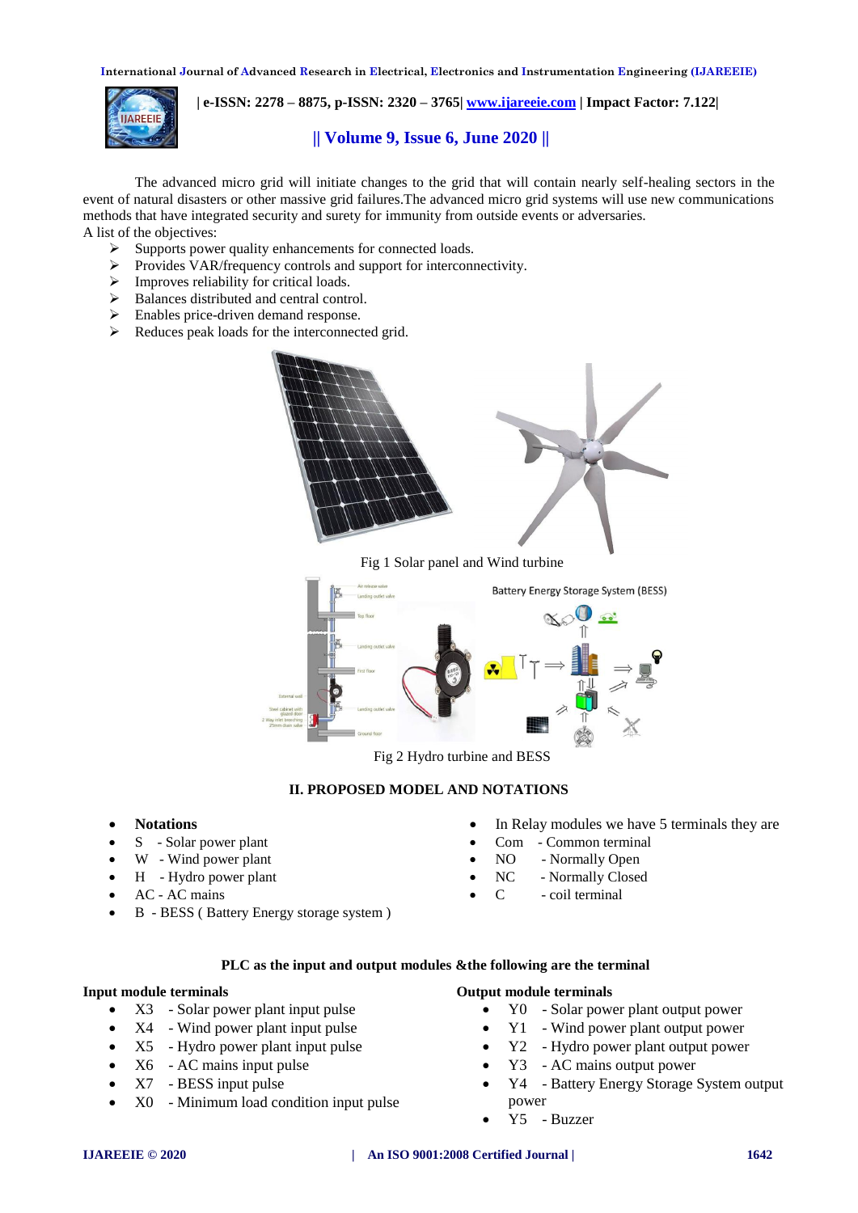The advanced micro grid will initiate changes to the grid that will contain nearly self-healing sectors in the event of natural disasters or other massive grid failures.The advanced micro grid systems will use new communications methods that have integrated security and surety for immunity from outside events or adversaries.

A list of the objectives:

- Supports power quality enhancements for connected loads.
- Provides VAR/frequency controls and support for interconnectivity.
- Improves reliability for critical loads.
- Balances distributed and central control.
- Enables price-driven demand response.
- Reduces peak loads for the interconnected grid.

Fig 1 Solar panel and Wind turbine

Fig 2 Hydro turbine and BESS

## II. PROPOSED MODEL AND NOTATIONS

- **Notations**
- S - Solar power plant
- W - Wind power plant
- H - Hydro power plant
- AC - AC mains
- B - BESS ( Battery Energy storage system )

- In Relay modules we have 5 terminals they are
- Com - Common terminal
- NO - Normally Open
- NC - Normally Closed
- C - coil terminal

**PLC as the input and output modules &the following are the terminal**

**Input module terminals**

- X3 - Solar power plant input pulse
- X4 - Wind power plant input pulse
- X5 - Hydro power plant input pulse
- X6 - AC mains input pulse
- X7 - BESS input pulse
- X0 - Minimum load condition input pulse

**Output module terminals**

- Y0 - Solar power plant output power
- Y1 - Wind power plant output power
- Y2 - Hydro power plant output power
- Y3 - AC mains output power
- Y4 - Battery Energy Storage System output power
- Y5 - Buzzer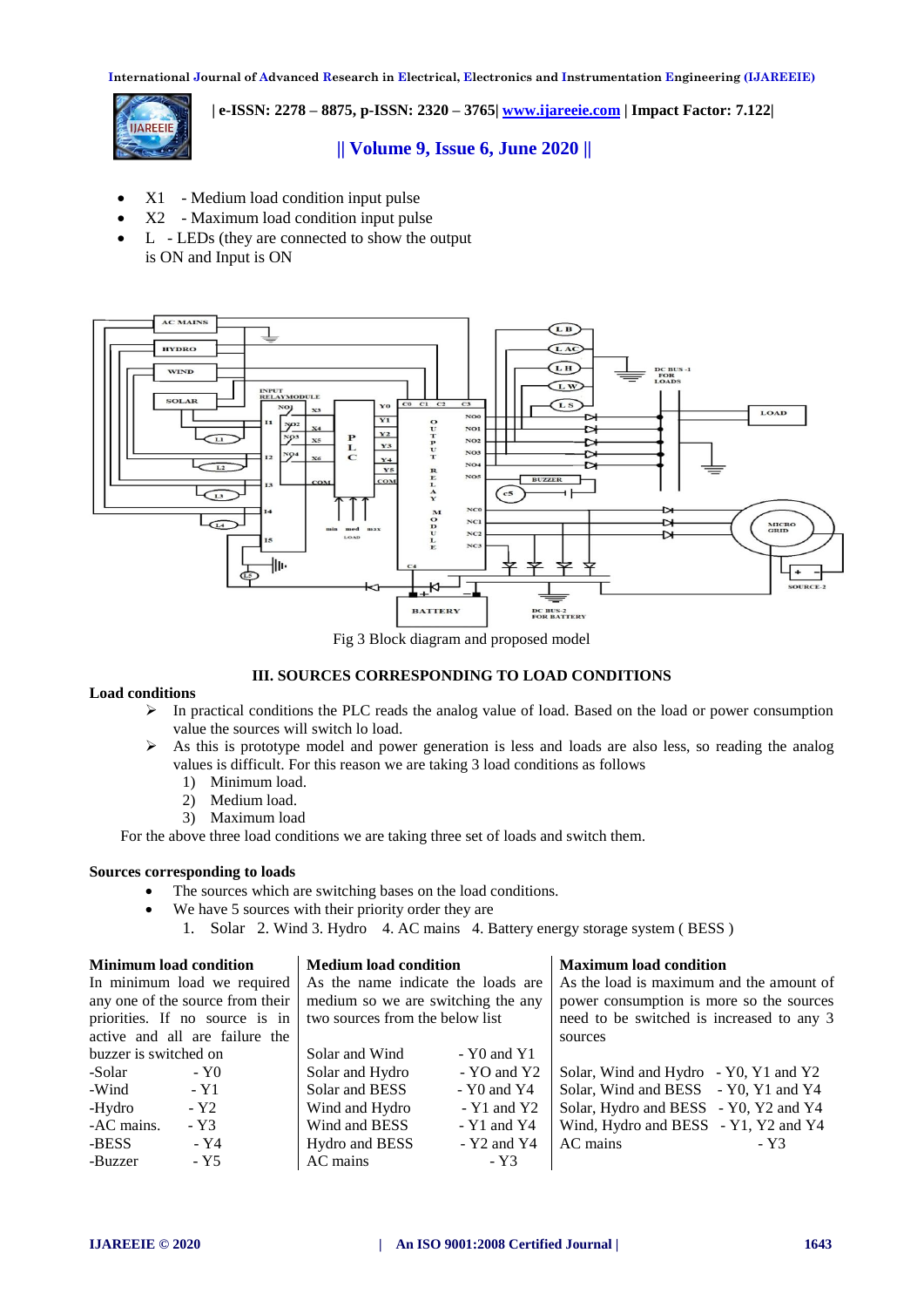- X1 - Medium load condition input pulse
- X2 - Maximum load condition input pulse
- L - LEDs (they are connected to show the output is ON and Input is ON

Fig 3 Block diagram and proposed model

## III. SOURCES CORRESPONDING TO LOAD CONDITIONS

**Load conditions**

- ➢ In practical conditions the PLC reads the analog value of load. Based on the load or power consumption value the sources will switch lo load.
- ➢ As this is prototype model and power generation is less and loads are also less, so reading the analog values is difficult. For this reason we are taking 3 load conditions as follows
  1) Minimum load.
  2) Medium load.
  3) Maximum load

For the above three load conditions we are taking three set of loads and switch them.

**Sources corresponding to loads**

- The sources which are switching bases on the load conditions.
- We have 5 sources with their priority order they are
  1. Solar 2. Wind 3. Hydro 4. AC mains 4. Battery energy storage system ( BESS )

**Minimum load condition**

In minimum load we required any one of the source from their priorities. If no source is in active and all are failure the buzzer is switched on

| | |
|---|---|
| -Solar | - Y0 |
| -Wind | - Y1 |
| -Hydro | - Y2 |
| -AC mains. | - Y3 |
| -BESS | - Y4 |
| -Buzzer | - Y5 |

**Medium load condition**

As the name indicate the loads are medium so we are switching the any two sources from the below list

| | |
|---|---|
| Solar and Wind | - Y0 and Y1 |
| Solar and Hydro | - YO and Y2 |
| Solar and BESS | - Y0 and Y4 |
| Wind and Hydro | - Y1 and Y2 |
| Wind and BESS | - Y1 and Y4 |
| Hydro and BESS | - Y2 and Y4 |
| AC mains | - Y3 |

**Maximum load condition**

As the load is maximum and the amount of power consumption is more so the sources need to be switched is increased to any 3 sources

| | |
|---|---|
| Solar, Wind and Hydro | - Y0, Y1 and Y2 |
| Solar, Wind and BESS | - Y0, Y1 and Y4 |
| Solar, Hydro and BESS | - Y0, Y2 and Y4 |
| Wind, Hydro and BESS | - Y1, Y2 and Y4 |
| AC mains | - Y3 |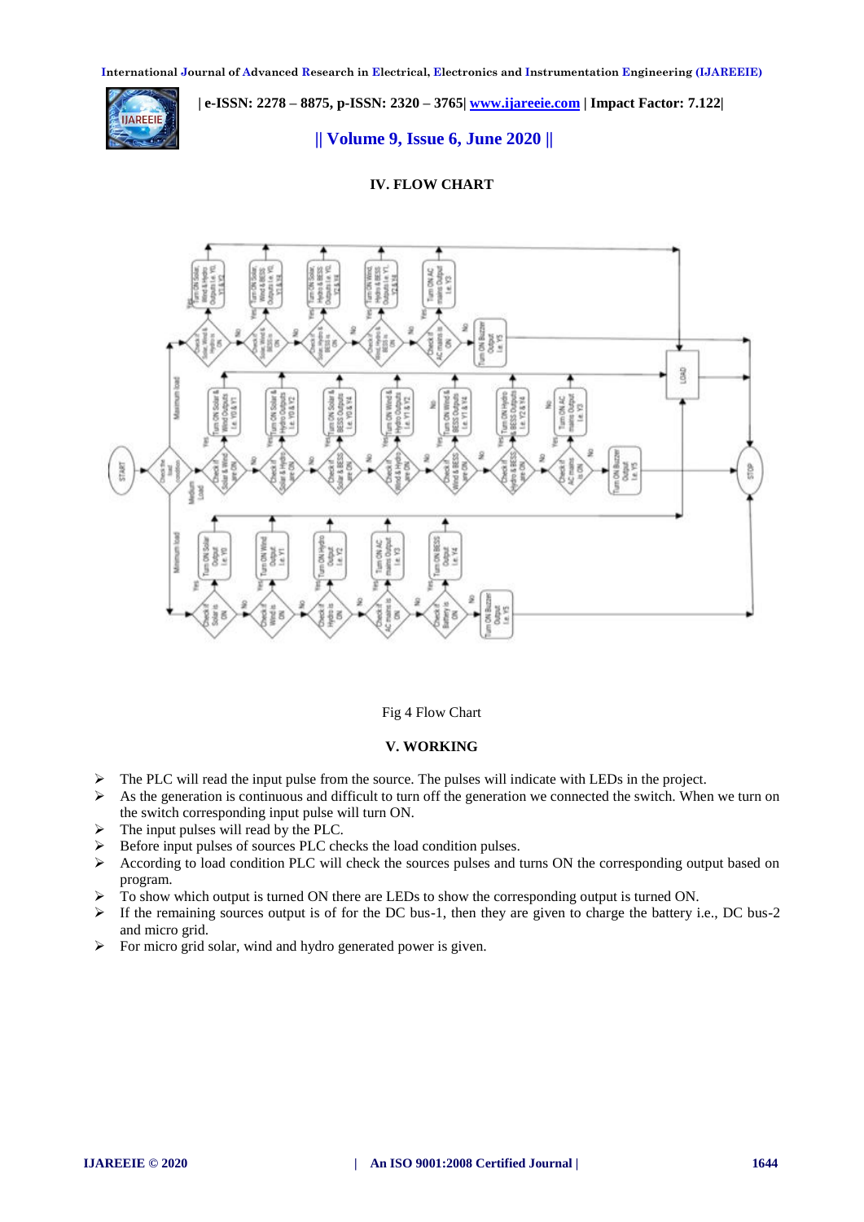## IV. FLOW CHART

Fig 4 Flow Chart

## V. WORKING

- The PLC will read the input pulse from the source. The pulses will indicate with LEDs in the project.
- As the generation is continuous and difficult to turn off the generation we connected the switch. When we turn on the switch corresponding input pulse will turn ON.
- The input pulses will read by the PLC.
- Before input pulses of sources PLC checks the load condition pulses.
- According to load condition PLC will check the sources pulses and turns ON the corresponding output based on program.
- To show which output is turned ON there are LEDs to show the corresponding output is turned ON.
- If the remaining sources output is of for the DC bus-1, then they are given to charge the battery i.e., DC bus-2 and micro grid.
- For micro grid solar, wind and hydro generated power is given.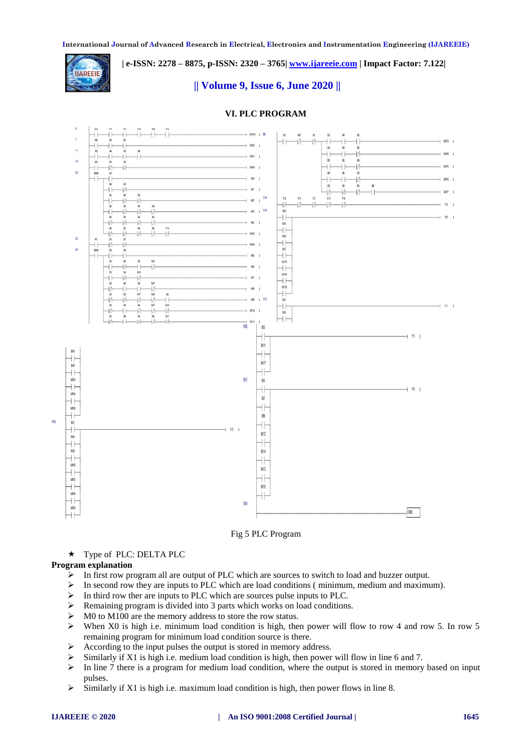## VI. PLC PROGRAM

Fig 5 PLC Program

★ Type of PLC: DELTA PLC

**Program explanation**

- In first row program all are output of PLC which are sources to switch to load and buzzer output.
- In second row they are inputs to PLC which are load conditions ( minimum, medium and maximum).
- In third row ther are inputs to PLC which are sources pulse inputs to PLC.
- Remaining program is divided into 3 parts which works on load conditions.
- M0 to M100 are the memory address to store the row status.
- When X0 is high i.e. minimum load condition is high, then power will flow to row 4 and row 5. In row 5 remaining program for minimum load condition source is there.
- According to the input pulses the output is stored in memory address.
- Similarly if X1 is high i.e. medium load condition is high, then power will flow in line 6 and 7.
- In line 7 there is a program for medium load condition, where the output is stored in memory based on input pulses.
- Similarly if X1 is high i.e. maximum load condition is high, then power flows in line 8.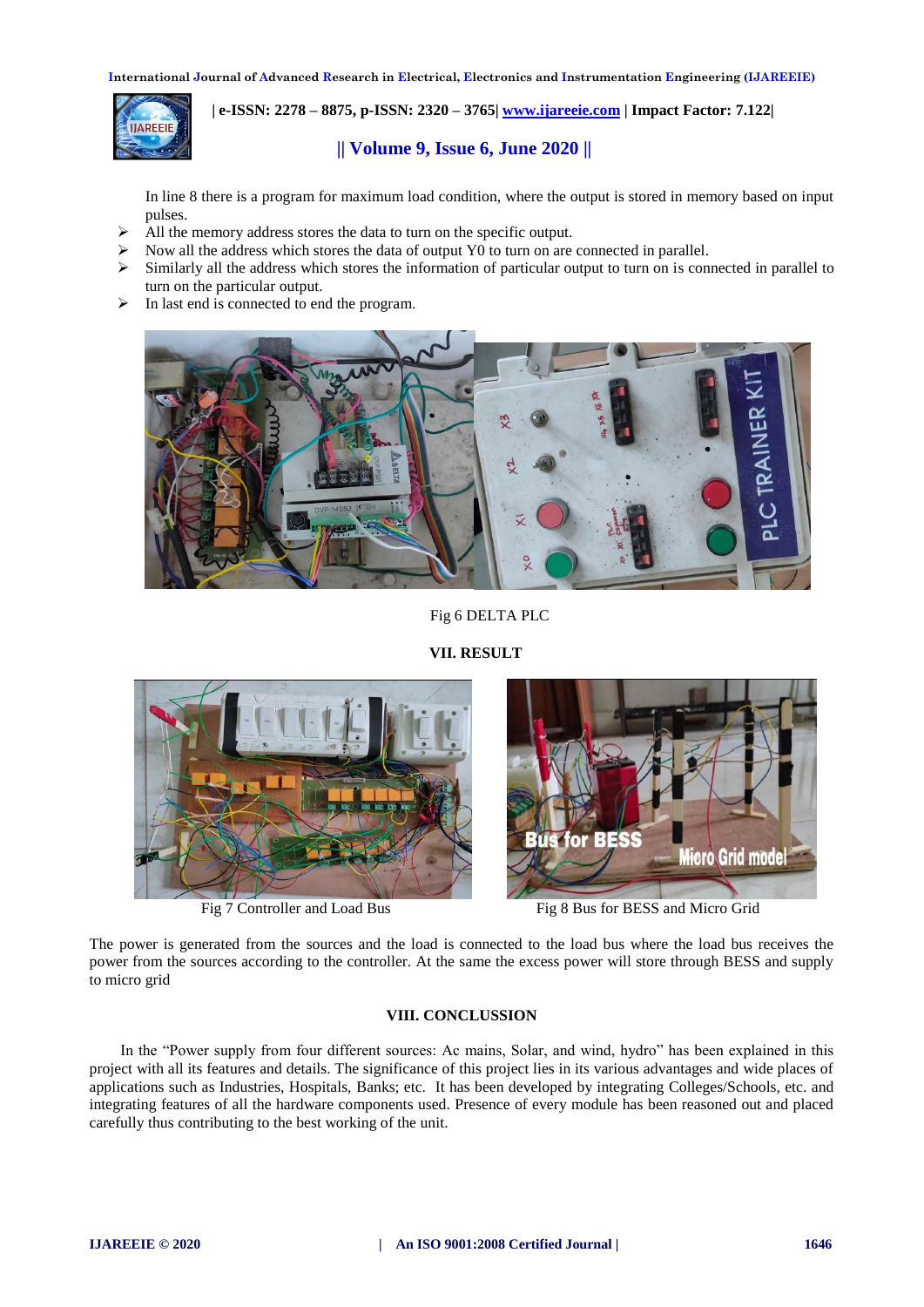In line 8 there is a program for maximum load condition, where the output is stored in memory based on input pulses.

- All the memory address stores the data to turn on the specific output.
- Now all the address which stores the data of output Y0 to turn on are connected in parallel.
- Similarly all the address which stores the information of particular output to turn on is connected in parallel to turn on the particular output.
- In last end is connected to end the program.

Fig 6 DELTA PLC

## VII. RESULT

Fig 7 Controller and Load Bus

Fig 8 Bus for BESS and Micro Grid

The power is generated from the sources and the load is connected to the load bus where the load bus receives the power from the sources according to the controller. At the same the excess power will store through BESS and supply to micro grid

## VIII. CONCLUSSION

In the "Power supply from four different sources: Ac mains, Solar, and wind, hydro" has been explained in this project with all its features and details. The significance of this project lies in its various advantages and wide places of applications such as Industries, Hospitals, Banks; etc. It has been developed by integrating Colleges/Schools, etc. and integrating features of all the hardware components used. Presence of every module has been reasoned out and placed carefully thus contributing to the best working of the unit.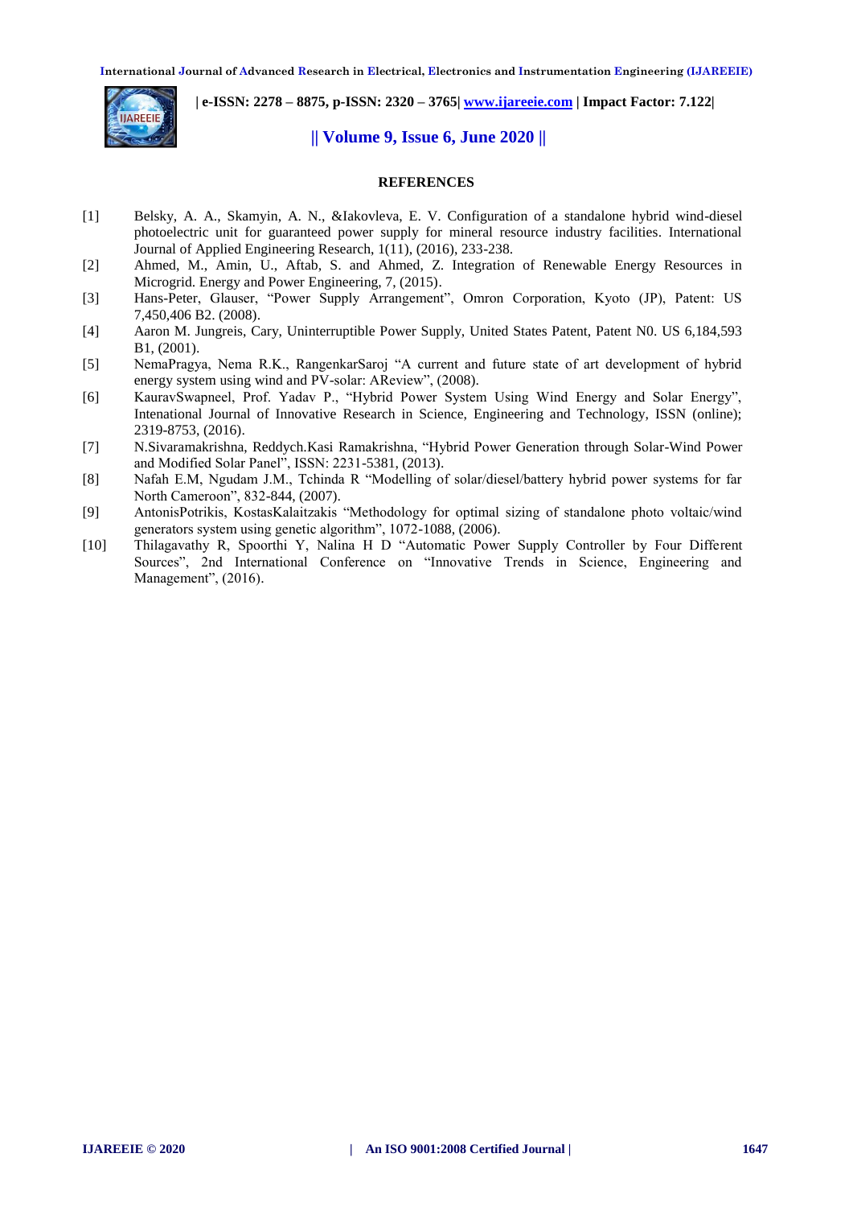## REFERENCES

[1] Belsky, A. A., Skamyin, A. N., &Iakovleva, E. V. Configuration of a standalone hybrid wind-diesel photoelectric unit for guaranteed power supply for mineral resource industry facilities. International Journal of Applied Engineering Research, 1(11), (2016), 233-238.

[2] Ahmed, M., Amin, U., Aftab, S. and Ahmed, Z. Integration of Renewable Energy Resources in Microgrid. Energy and Power Engineering, 7, (2015).

[3] Hans-Peter, Glauser, "Power Supply Arrangement", Omron Corporation, Kyoto (JP), Patent: US 7,450,406 B2. (2008).

[4] Aaron M. Jungreis, Cary, Uninterruptible Power Supply, United States Patent, Patent N0. US 6,184,593 B1, (2001).

[5] NemaPragya, Nema R.K., RangenkarSaroj "A current and future state of art development of hybrid energy system using wind and PV-solar: AReview", (2008).

[6] KauravSwapneel, Prof. Yadav P., "Hybrid Power System Using Wind Energy and Solar Energy", Intenational Journal of Innovative Research in Science, Engineering and Technology, ISSN (online); 2319-8753, (2016).

[7] N.Sivaramakrishna, Reddych.Kasi Ramakrishna, "Hybrid Power Generation through Solar-Wind Power and Modified Solar Panel", ISSN: 2231-5381, (2013).

[8] Nafah E.M, Ngudam J.M., Tchinda R "Modelling of solar/diesel/battery hybrid power systems for far North Cameroon", 832-844, (2007).

[9] AntonisPotrikis, KostasKalaitzakis "Methodology for optimal sizing of standalone photo voltaic/wind generators system using genetic algorithm", 1072-1088, (2006).

[10] Thilagavathy R, Spoorthi Y, Nalina H D "Automatic Power Supply Controller by Four Different Sources", 2nd International Conference on "Innovative Trends in Science, Engineering and Management", (2016).